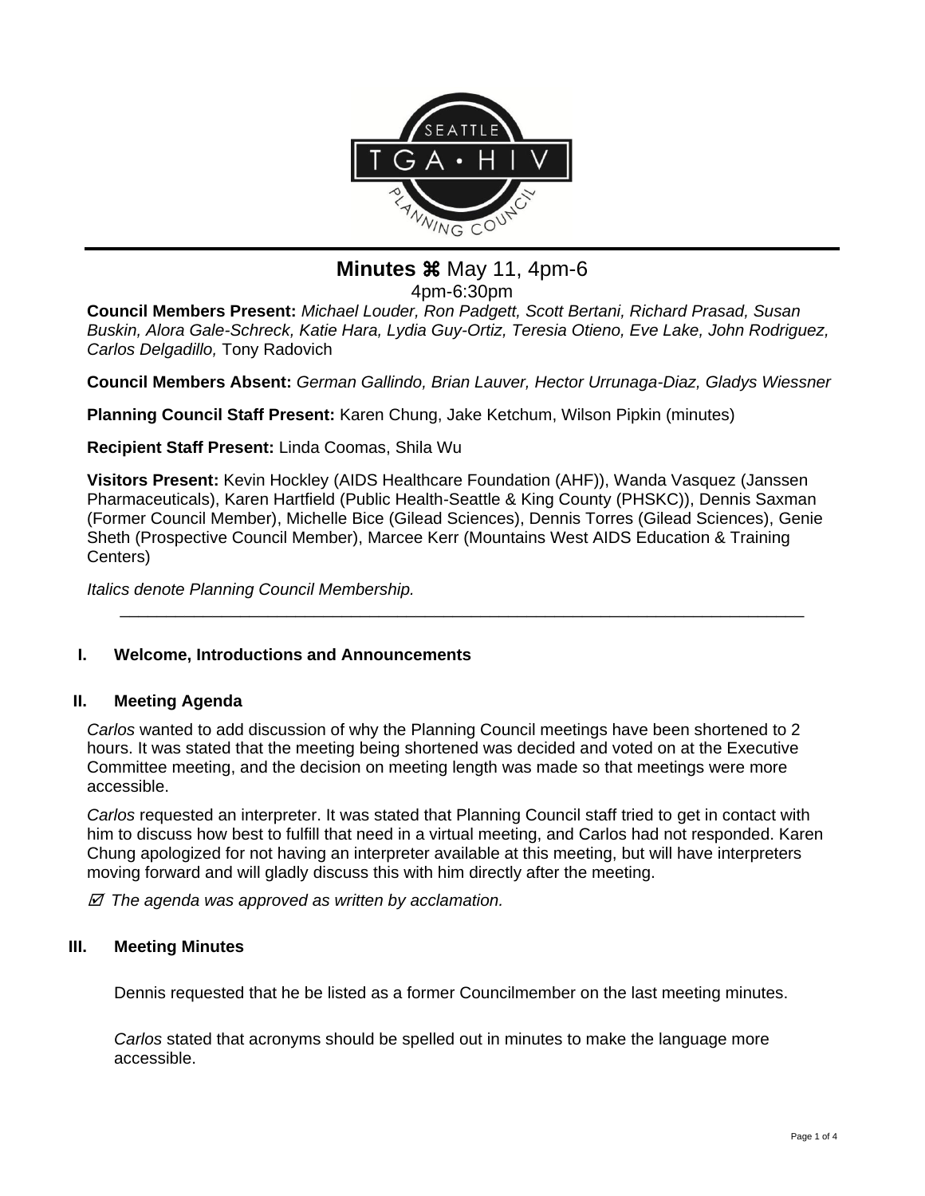# Minutes ⌘ May 11, 4pm-6

4pm-6:30pm

**Council Members Present:** *Michael Louder, Ron Padgett, Scott Bertani, Richard Prasad, Susan Buskin, Alora Gale-Schreck, Katie Hara, Lydia Guy-Ortiz, Teresia Otieno, Eve Lake, John Rodriguez, Carlos Delgadillo,* Tony Radovich

**Council Members Absent:** *German Gallindo, Brian Lauver, Hector Urrunaga-Diaz, Gladys Wiessner*

**Planning Council Staff Present:** Karen Chung, Jake Ketchum, Wilson Pipkin (minutes)

**Recipient Staff Present:** Linda Coomas, Shila Wu

**Visitors Present:** Kevin Hockley (AIDS Healthcare Foundation (AHF)), Wanda Vasquez (Janssen Pharmaceuticals), Karen Hartfield (Public Health-Seattle & King County (PHSKC)), Dennis Saxman (Former Council Member), Michelle Bice (Gilead Sciences), Dennis Torres (Gilead Sciences), Genie Sheth (Prospective Council Member), Marcee Kerr (Mountains West AIDS Education & Training Centers)

*Italics denote Planning Council Membership.*

---

## I. Welcome, Introductions and Announcements

## II. Meeting Agenda

*Carlos* wanted to add discussion of why the Planning Council meetings have been shortened to 2 hours. It was stated that the meeting being shortened was decided and voted on at the Executive Committee meeting, and the decision on meeting length was made so that meetings were more accessible.

*Carlos* requested an interpreter. It was stated that Planning Council staff tried to get in contact with him to discuss how best to fulfill that need in a virtual meeting, and Carlos had not responded. Karen Chung apologized for not having an interpreter available at this meeting, but will have interpreters moving forward and will gladly discuss this with him directly after the meeting.

☑ *The agenda was approved as written by acclamation.*

## III. Meeting Minutes

Dennis requested that he be listed as a former Councilmember on the last meeting minutes.

*Carlos* stated that acronyms should be spelled out in minutes to make the language more accessible.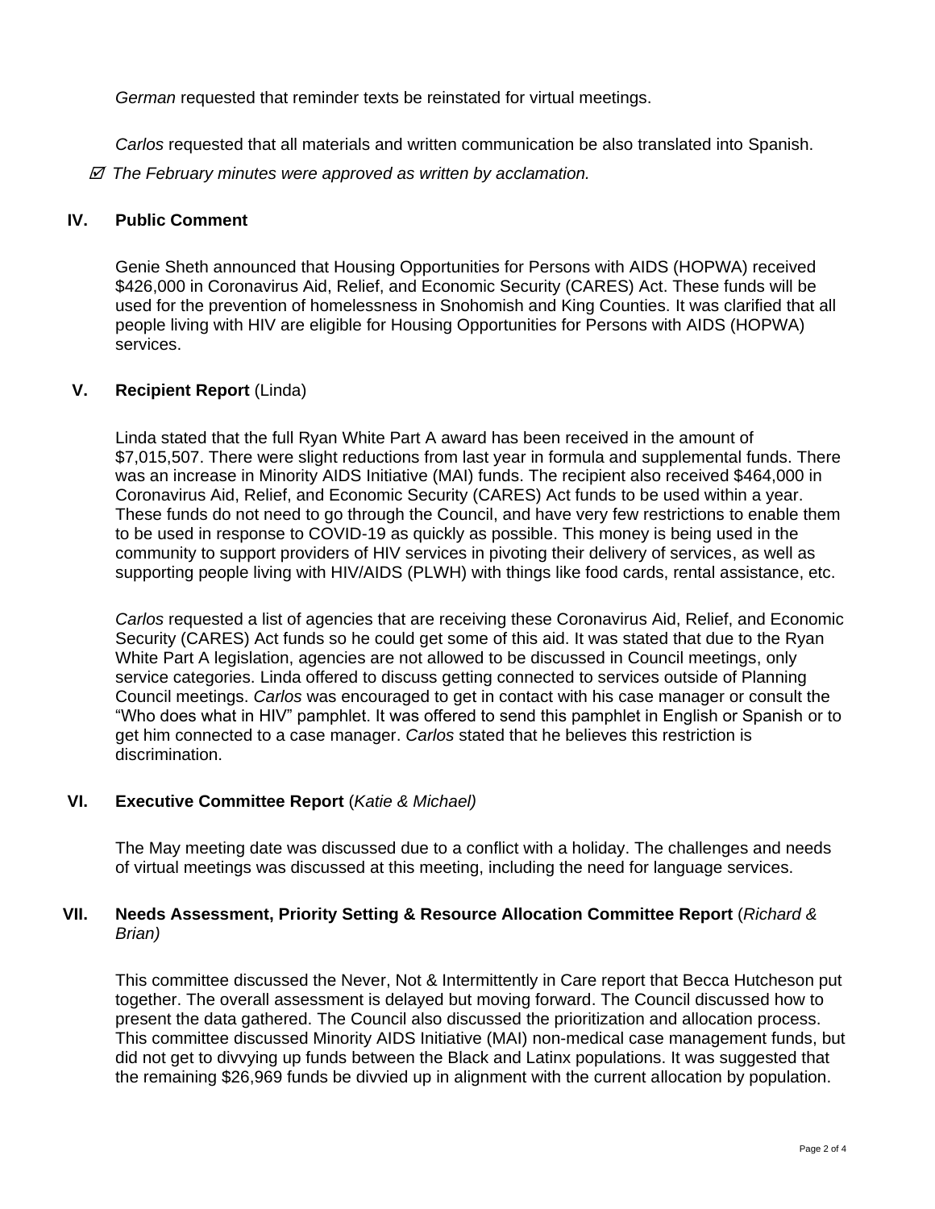*German* requested that reminder texts be reinstated for virtual meetings.

*Carlos* requested that all materials and written communication be also translated into Spanish.

☑ *The February minutes were approved as written by acclamation.*

## IV. Public Comment

Genie Sheth announced that Housing Opportunities for Persons with AIDS (HOPWA) received $426,000 in Coronavirus Aid, Relief, and Economic Security (CARES) Act. These funds will be used for the prevention of homelessness in Snohomish and King Counties. It was clarified that all people living with HIV are eligible for Housing Opportunities for Persons with AIDS (HOPWA) services.

## V. Recipient Report (Linda)

Linda stated that the full Ryan White Part A award has been received in the amount of $7,015,507. There were slight reductions from last year in formula and supplemental funds. There was an increase in Minority AIDS Initiative (MAI) funds. The recipient also received $464,000 in Coronavirus Aid, Relief, and Economic Security (CARES) Act funds to be used within a year. These funds do not need to go through the Council, and have very few restrictions to enable them to be used in response to COVID-19 as quickly as possible. This money is being used in the community to support providers of HIV services in pivoting their delivery of services, as well as supporting people living with HIV/AIDS (PLWH) with things like food cards, rental assistance, etc.

*Carlos* requested a list of agencies that are receiving these Coronavirus Aid, Relief, and Economic Security (CARES) Act funds so he could get some of this aid. It was stated that due to the Ryan White Part A legislation, agencies are not allowed to be discussed in Council meetings, only service categories. Linda offered to discuss getting connected to services outside of Planning Council meetings. *Carlos* was encouraged to get in contact with his case manager or consult the "Who does what in HIV" pamphlet. It was offered to send this pamphlet in English or Spanish or to get him connected to a case manager. *Carlos* stated that he believes this restriction is discrimination.

## VI. Executive Committee Report (*Katie & Michael)*

The May meeting date was discussed due to a conflict with a holiday. The challenges and needs of virtual meetings was discussed at this meeting, including the need for language services.

## VII. Needs Assessment, Priority Setting & Resource Allocation Committee Report (*Richard & Brian)*

This committee discussed the Never, Not & Intermittently in Care report that Becca Hutcheson put together. The overall assessment is delayed but moving forward. The Council discussed how to present the data gathered. The Council also discussed the prioritization and allocation process. This committee discussed Minority AIDS Initiative (MAI) non-medical case management funds, but did not get to divvying up funds between the Black and Latinx populations. It was suggested that the remaining $26,969 funds be divvied up in alignment with the current allocation by population.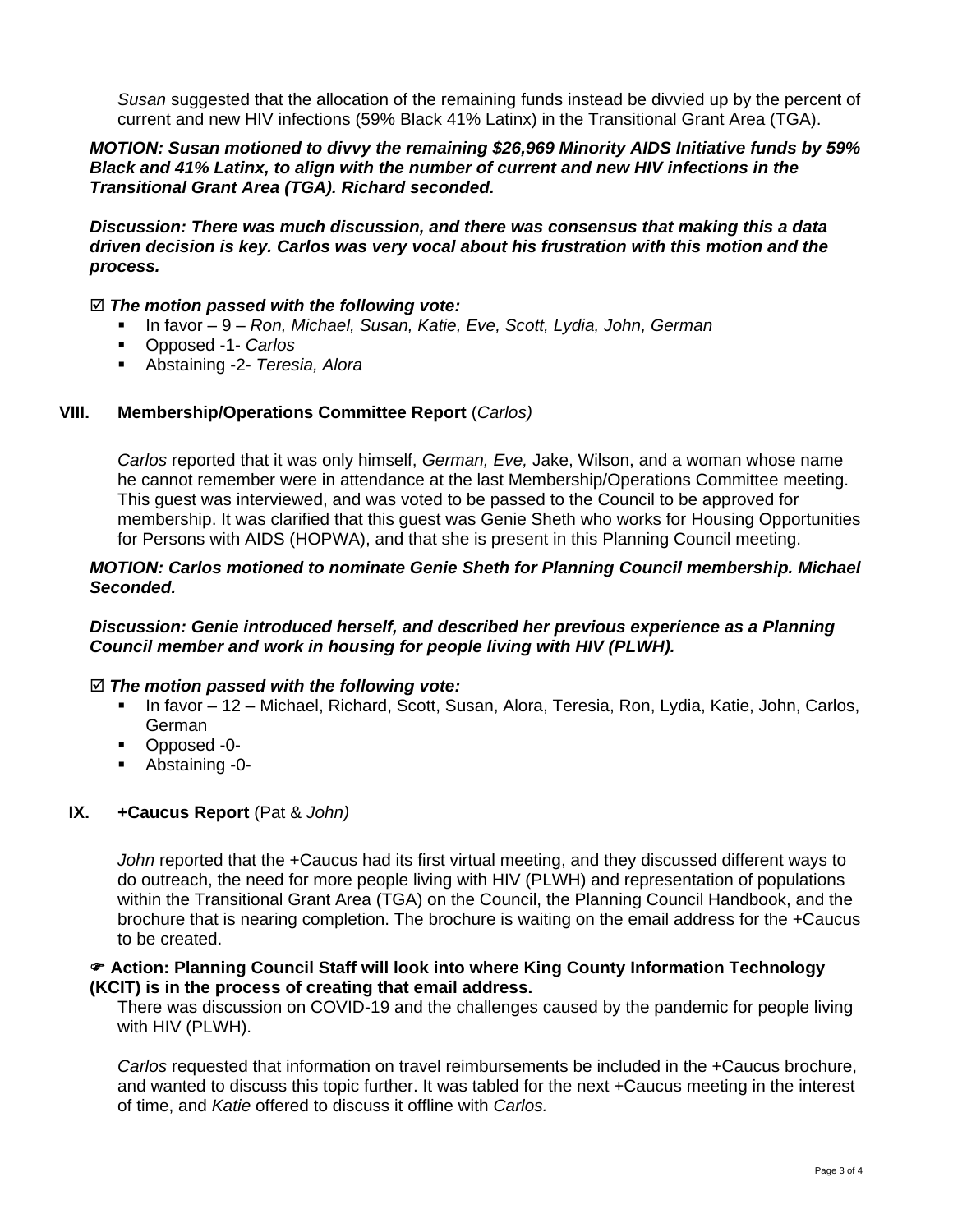*Susan* suggested that the allocation of the remaining funds instead be divvied up by the percent of current and new HIV infections (59% Black 41% Latinx) in the Transitional Grant Area (TGA).

***MOTION: Susan motioned to divvy the remaining $26,969 Minority AIDS Initiative funds by 59% Black and 41% Latinx, to align with the number of current and new HIV infections in the Transitional Grant Area (TGA). Richard seconded.***

***Discussion: There was much discussion, and there was consensus that making this a data driven decision is key. Carlos was very vocal about his frustration with this motion and the process.***

☑ ***The motion passed with the following vote:***

- In favor – 9 – *Ron, Michael, Susan, Katie, Eve, Scott, Lydia, John, German*
- Opposed -1- *Carlos*
- Abstaining -2- *Teresia, Alora*

## VIII. Membership/Operations Committee Report (*Carlos*)

*Carlos* reported that it was only himself, *German, Eve,* Jake, Wilson, and a woman whose name he cannot remember were in attendance at the last Membership/Operations Committee meeting. This guest was interviewed, and was voted to be passed to the Council to be approved for membership. It was clarified that this guest was Genie Sheth who works for Housing Opportunities for Persons with AIDS (HOPWA), and that she is present in this Planning Council meeting.

***MOTION: Carlos motioned to nominate Genie Sheth for Planning Council membership. Michael Seconded.***

***Discussion: Genie introduced herself, and described her previous experience as a Planning Council member and work in housing for people living with HIV (PLWH).***

☑ ***The motion passed with the following vote:***

- In favor – 12 – Michael, Richard, Scott, Susan, Alora, Teresia, Ron, Lydia, Katie, John, Carlos, German
- Opposed -0-
- Abstaining -0-

## IX. +Caucus Report (Pat & *John)*

*John* reported that the +Caucus had its first virtual meeting, and they discussed different ways to do outreach, the need for more people living with HIV (PLWH) and representation of populations within the Transitional Grant Area (TGA) on the Council, the Planning Council Handbook, and the brochure that is nearing completion. The brochure is waiting on the email address for the +Caucus to be created.

☞ **Action: Planning Council Staff will look into where King County Information Technology (KCIT) is in the process of creating that email address.**

There was discussion on COVID-19 and the challenges caused by the pandemic for people living with HIV (PLWH).

*Carlos* requested that information on travel reimbursements be included in the +Caucus brochure, and wanted to discuss this topic further. It was tabled for the next +Caucus meeting in the interest of time, and *Katie* offered to discuss it offline with *Carlos.*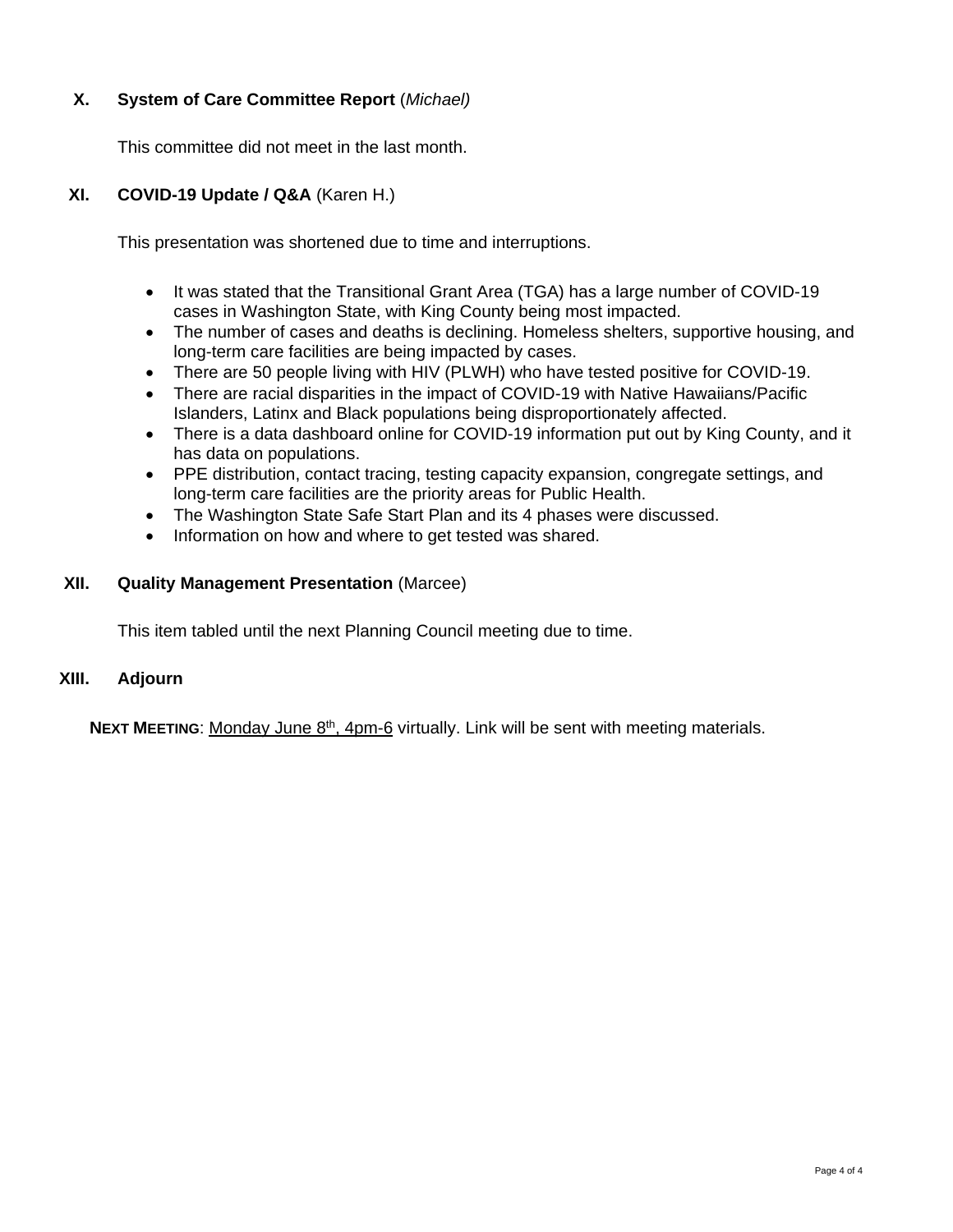## X. System of Care Committee Report (*Michael)*

This committee did not meet in the last month.

## XI. COVID-19 Update / Q&A (Karen H.)

This presentation was shortened due to time and interruptions.

- It was stated that the Transitional Grant Area (TGA) has a large number of COVID-19 cases in Washington State, with King County being most impacted.
- The number of cases and deaths is declining. Homeless shelters, supportive housing, and long-term care facilities are being impacted by cases.
- There are 50 people living with HIV (PLWH) who have tested positive for COVID-19.
- There are racial disparities in the impact of COVID-19 with Native Hawaiians/Pacific Islanders, Latinx and Black populations being disproportionately affected.
- There is a data dashboard online for COVID-19 information put out by King County, and it has data on populations.
- PPE distribution, contact tracing, testing capacity expansion, congregate settings, and long-term care facilities are the priority areas for Public Health.
- The Washington State Safe Start Plan and its 4 phases were discussed.
- Information on how and where to get tested was shared.

## XII. Quality Management Presentation (Marcee)

This item tabled until the next Planning Council meeting due to time.

## XIII. Adjourn

**NEXT MEETING**: Monday June 8th, 4pm-6 virtually. Link will be sent with meeting materials.